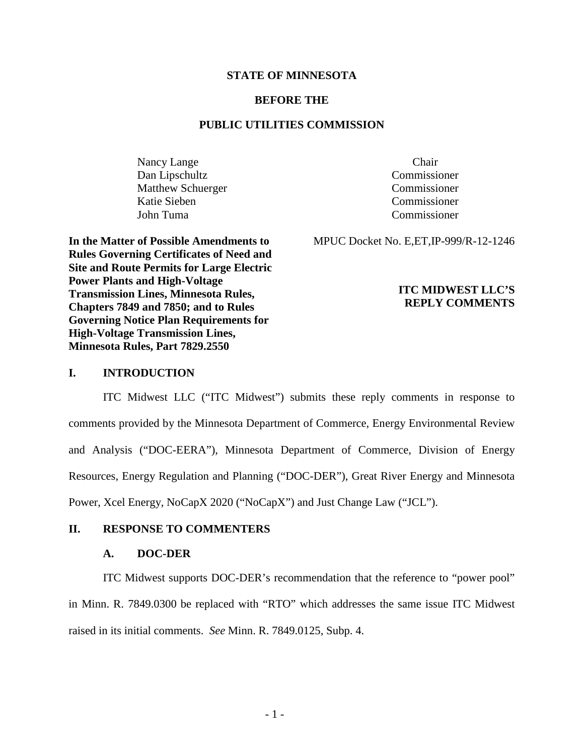**STATE OF MINNESOTA**

**BEFORE THE**

**PUBLIC UTILITIES COMMISSION**

| | |
|---|---|
| Nancy Lange | Chair |
| Dan Lipschultz | Commissioner |
| Matthew Schuerger | Commissioner |
| Katie Sieben | Commissioner |
| John Tuma | Commissioner |

**In the Matter of Possible Amendments to Rules Governing Certificates of Need and Site and Route Permits for Large Electric Power Plants and High-Voltage Transmission Lines, Minnesota Rules, Chapters 7849 and 7850; and to Rules Governing Notice Plan Requirements for High-Voltage Transmission Lines, Minnesota Rules, Part 7829.2550**

MPUC Docket No. E,ET,IP-999/R-12-1246

**ITC MIDWEST LLC'S REPLY COMMENTS**

## I. INTRODUCTION

ITC Midwest LLC ("ITC Midwest") submits these reply comments in response to comments provided by the Minnesota Department of Commerce, Energy Environmental Review and Analysis ("DOC-EERA"), Minnesota Department of Commerce, Division of Energy Resources, Energy Regulation and Planning ("DOC-DER"), Great River Energy and Minnesota Power, Xcel Energy, NoCapX 2020 ("NoCapX") and Just Change Law ("JCL").

## II. RESPONSE TO COMMENTERS

### A. DOC-DER

ITC Midwest supports DOC-DER's recommendation that the reference to "power pool" in Minn. R. 7849.0300 be replaced with "RTO" which addresses the same issue ITC Midwest raised in its initial comments. *See* Minn. R. 7849.0125, Subp. 4.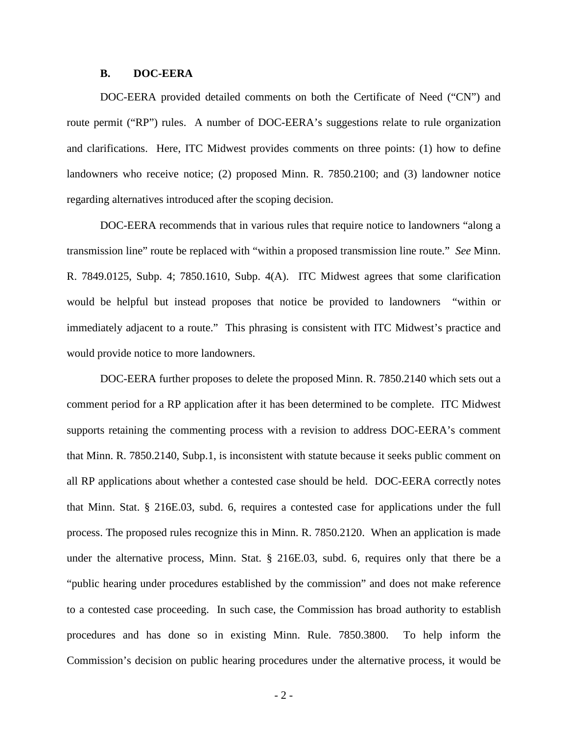### B. DOC-EERA

DOC-EERA provided detailed comments on both the Certificate of Need ("CN") and route permit ("RP") rules. A number of DOC-EERA's suggestions relate to rule organization and clarifications. Here, ITC Midwest provides comments on three points: (1) how to define landowners who receive notice; (2) proposed Minn. R. 7850.2100; and (3) landowner notice regarding alternatives introduced after the scoping decision.

DOC-EERA recommends that in various rules that require notice to landowners "along a transmission line" route be replaced with "within a proposed transmission line route." *See* Minn. R. 7849.0125, Subp. 4; 7850.1610, Subp. 4(A). ITC Midwest agrees that some clarification would be helpful but instead proposes that notice be provided to landowners "within or immediately adjacent to a route." This phrasing is consistent with ITC Midwest's practice and would provide notice to more landowners.

DOC-EERA further proposes to delete the proposed Minn. R. 7850.2140 which sets out a comment period for a RP application after it has been determined to be complete. ITC Midwest supports retaining the commenting process with a revision to address DOC-EERA's comment that Minn. R. 7850.2140, Subp.1, is inconsistent with statute because it seeks public comment on all RP applications about whether a contested case should be held. DOC-EERA correctly notes that Minn. Stat. § 216E.03, subd. 6, requires a contested case for applications under the full process. The proposed rules recognize this in Minn. R. 7850.2120. When an application is made under the alternative process, Minn. Stat. § 216E.03, subd. 6, requires only that there be a "public hearing under procedures established by the commission" and does not make reference to a contested case proceeding. In such case, the Commission has broad authority to establish procedures and has done so in existing Minn. Rule. 7850.3800. To help inform the Commission's decision on public hearing procedures under the alternative process, it would be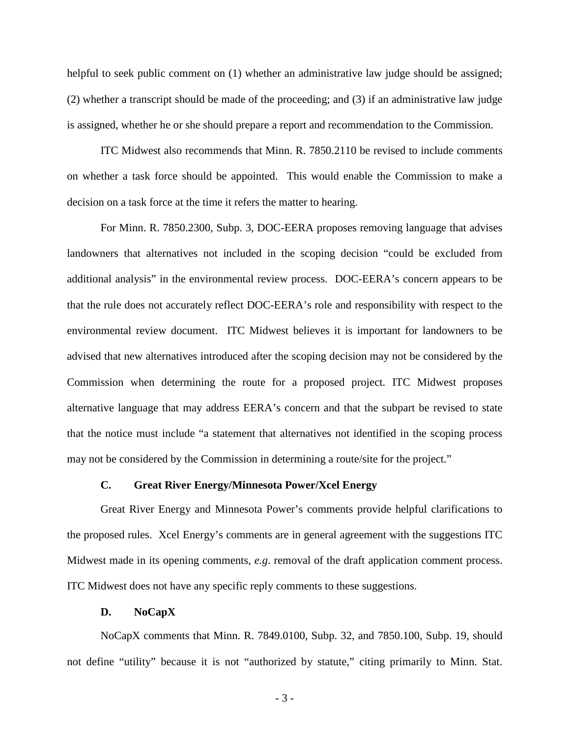helpful to seek public comment on (1) whether an administrative law judge should be assigned; (2) whether a transcript should be made of the proceeding; and (3) if an administrative law judge is assigned, whether he or she should prepare a report and recommendation to the Commission.

ITC Midwest also recommends that Minn. R. 7850.2110 be revised to include comments on whether a task force should be appointed. This would enable the Commission to make a decision on a task force at the time it refers the matter to hearing.

For Minn. R. 7850.2300, Subp. 3, DOC-EERA proposes removing language that advises landowners that alternatives not included in the scoping decision "could be excluded from additional analysis" in the environmental review process. DOC-EERA's concern appears to be that the rule does not accurately reflect DOC-EERA's role and responsibility with respect to the environmental review document. ITC Midwest believes it is important for landowners to be advised that new alternatives introduced after the scoping decision may not be considered by the Commission when determining the route for a proposed project. ITC Midwest proposes alternative language that may address EERA's concern and that the subpart be revised to state that the notice must include "a statement that alternatives not identified in the scoping process may not be considered by the Commission in determining a route/site for the project."

### C. Great River Energy/Minnesota Power/Xcel Energy

Great River Energy and Minnesota Power's comments provide helpful clarifications to the proposed rules. Xcel Energy's comments are in general agreement with the suggestions ITC Midwest made in its opening comments, *e.g*. removal of the draft application comment process. ITC Midwest does not have any specific reply comments to these suggestions.

### D. NoCapX

NoCapX comments that Minn. R. 7849.0100, Subp. 32, and 7850.100, Subp. 19, should not define "utility" because it is not "authorized by statute," citing primarily to Minn. Stat.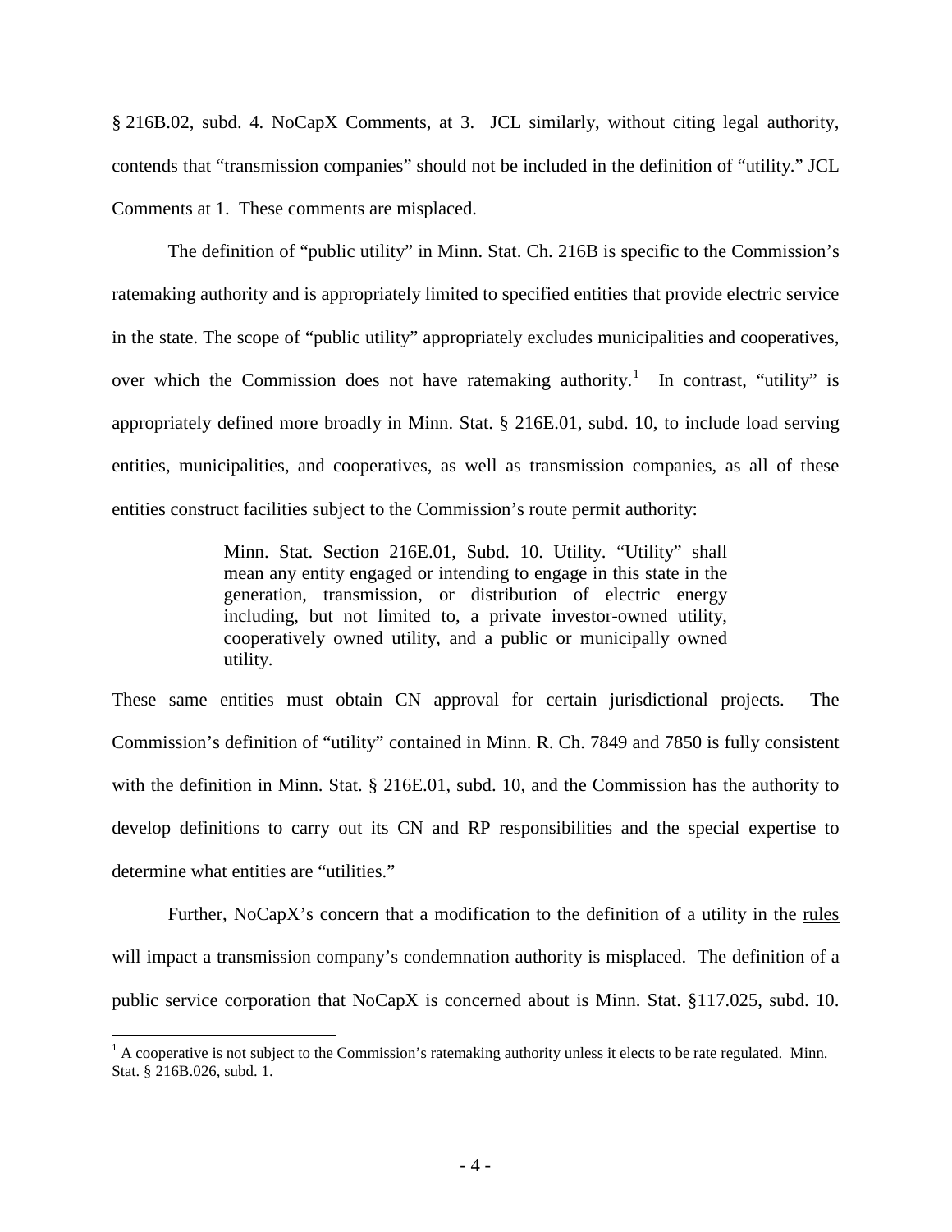§ 216B.02, subd. 4. NoCapX Comments, at 3. JCL similarly, without citing legal authority, contends that "transmission companies" should not be included in the definition of "utility." JCL Comments at 1. These comments are misplaced.

The definition of "public utility" in Minn. Stat. Ch. 216B is specific to the Commission's ratemaking authority and is appropriately limited to specified entities that provide electric service in the state. The scope of "public utility" appropriately excludes municipalities and cooperatives, over which the Commission does not have ratemaking authority.[1] In contrast, "utility" is appropriately defined more broadly in Minn. Stat. § 216E.01, subd. 10, to include load serving entities, municipalities, and cooperatives, as well as transmission companies, as all of these entities construct facilities subject to the Commission's route permit authority:

> Minn. Stat. Section 216E.01, Subd. 10. Utility. "Utility" shall mean any entity engaged or intending to engage in this state in the generation, transmission, or distribution of electric energy including, but not limited to, a private investor-owned utility, cooperatively owned utility, and a public or municipally owned utility.

These same entities must obtain CN approval for certain jurisdictional projects. The Commission's definition of "utility" contained in Minn. R. Ch. 7849 and 7850 is fully consistent with the definition in Minn. Stat. § 216E.01, subd. 10, and the Commission has the authority to develop definitions to carry out its CN and RP responsibilities and the special expertise to determine what entities are "utilities."

Further, NoCapX's concern that a modification to the definition of a utility in the <u>rules</u> will impact a transmission company's condemnation authority is misplaced. The definition of a public service corporation that NoCapX is concerned about is Minn. Stat. §117.025, subd. 10.

[1] A cooperative is not subject to the Commission's ratemaking authority unless it elects to be rate regulated. Minn. Stat. § 216B.026, subd. 1.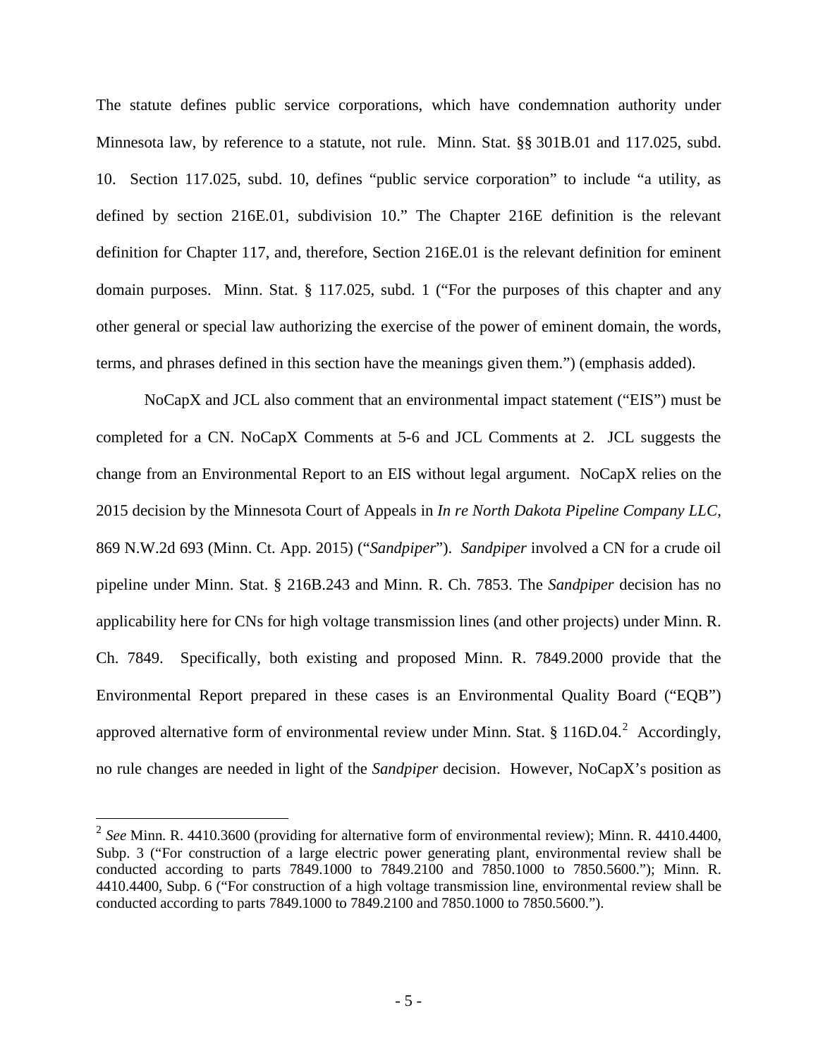The statute defines public service corporations, which have condemnation authority under Minnesota law, by reference to a statute, not rule. Minn. Stat. §§ 301B.01 and 117.025, subd. 10. Section 117.025, subd. 10, defines "public service corporation" to include "a utility, as defined by section 216E.01, subdivision 10." The Chapter 216E definition is the relevant definition for Chapter 117, and, therefore, Section 216E.01 is the relevant definition for eminent domain purposes. Minn. Stat. § 117.025, subd. 1 ("For the purposes of this chapter and any other general or special law authorizing the exercise of the power of eminent domain, the words, terms, and phrases defined in this section have the meanings given them.") (emphasis added).

NoCapX and JCL also comment that an environmental impact statement ("EIS") must be completed for a CN. NoCapX Comments at 5-6 and JCL Comments at 2. JCL suggests the change from an Environmental Report to an EIS without legal argument. NoCapX relies on the 2015 decision by the Minnesota Court of Appeals in *In re North Dakota Pipeline Company LLC*, 869 N.W.2d 693 (Minn. Ct. App. 2015) ("*Sandpiper*"). *Sandpiper* involved a CN for a crude oil pipeline under Minn. Stat. § 216B.243 and Minn. R. Ch. 7853. The *Sandpiper* decision has no applicability here for CNs for high voltage transmission lines (and other projects) under Minn. R. Ch. 7849. Specifically, both existing and proposed Minn. R. 7849.2000 provide that the Environmental Report prepared in these cases is an Environmental Quality Board ("EQB") approved alternative form of environmental review under Minn. Stat. § 116D.04.[2] Accordingly, no rule changes are needed in light of the *Sandpiper* decision. However, NoCapX's position as

---

[2] *See* Minn. R. 4410.3600 (providing for alternative form of environmental review); Minn. R. 4410.4400, Subp. 3 ("For construction of a large electric power generating plant, environmental review shall be conducted according to parts 7849.1000 to 7849.2100 and 7850.1000 to 7850.5600."); Minn. R. 4410.4400, Subp. 6 ("For construction of a high voltage transmission line, environmental review shall be conducted according to parts 7849.1000 to 7849.2100 and 7850.1000 to 7850.5600.").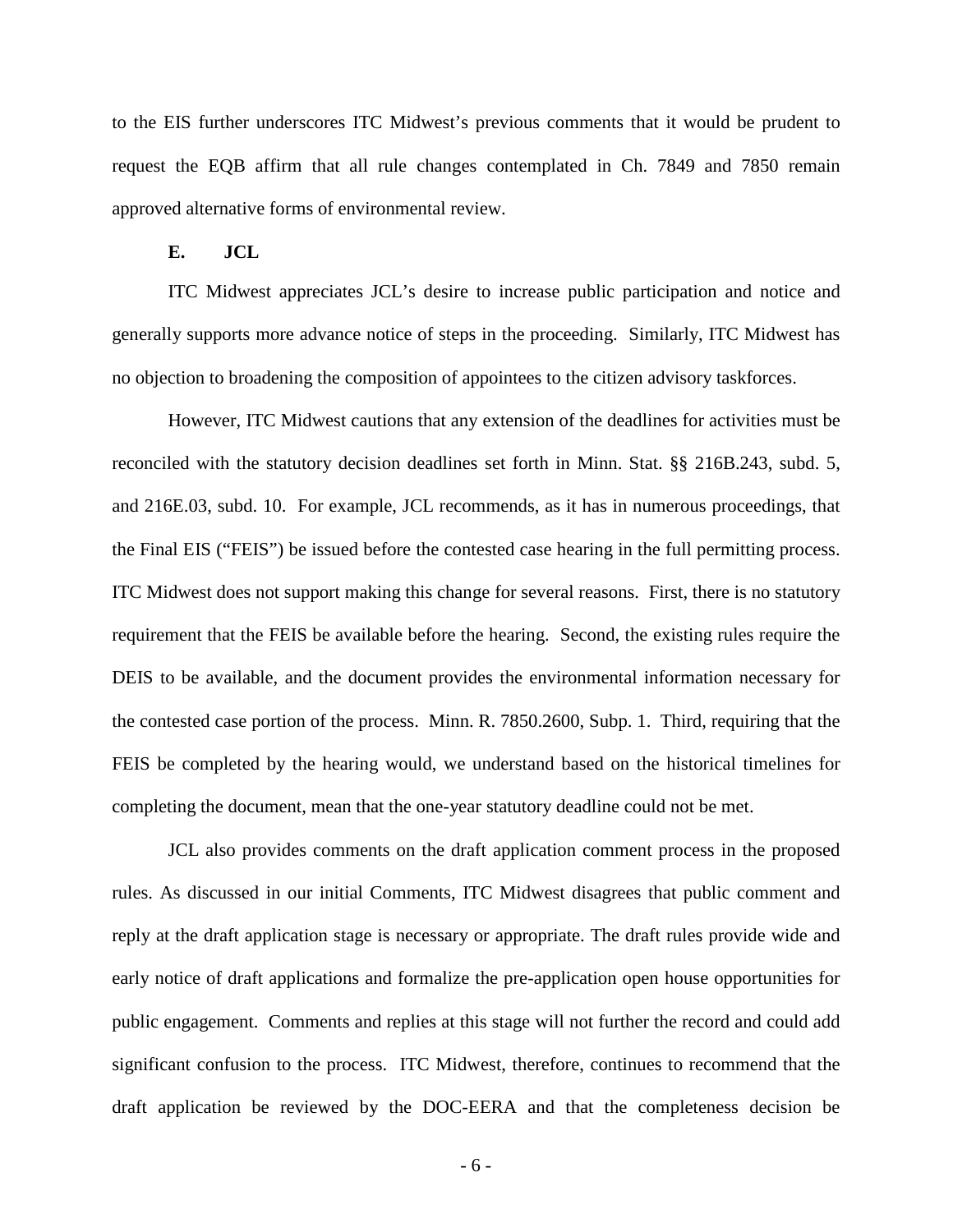to the EIS further underscores ITC Midwest's previous comments that it would be prudent to request the EQB affirm that all rule changes contemplated in Ch. 7849 and 7850 remain approved alternative forms of environmental review.

### E. JCL

ITC Midwest appreciates JCL's desire to increase public participation and notice and generally supports more advance notice of steps in the proceeding. Similarly, ITC Midwest has no objection to broadening the composition of appointees to the citizen advisory taskforces.

However, ITC Midwest cautions that any extension of the deadlines for activities must be reconciled with the statutory decision deadlines set forth in Minn. Stat. §§ 216B.243, subd. 5, and 216E.03, subd. 10. For example, JCL recommends, as it has in numerous proceedings, that the Final EIS ("FEIS") be issued before the contested case hearing in the full permitting process. ITC Midwest does not support making this change for several reasons. First, there is no statutory requirement that the FEIS be available before the hearing. Second, the existing rules require the DEIS to be available, and the document provides the environmental information necessary for the contested case portion of the process. Minn. R. 7850.2600, Subp. 1. Third, requiring that the FEIS be completed by the hearing would, we understand based on the historical timelines for completing the document, mean that the one-year statutory deadline could not be met.

JCL also provides comments on the draft application comment process in the proposed rules. As discussed in our initial Comments, ITC Midwest disagrees that public comment and reply at the draft application stage is necessary or appropriate. The draft rules provide wide and early notice of draft applications and formalize the pre-application open house opportunities for public engagement. Comments and replies at this stage will not further the record and could add significant confusion to the process. ITC Midwest, therefore, continues to recommend that the draft application be reviewed by the DOC-EERA and that the completeness decision be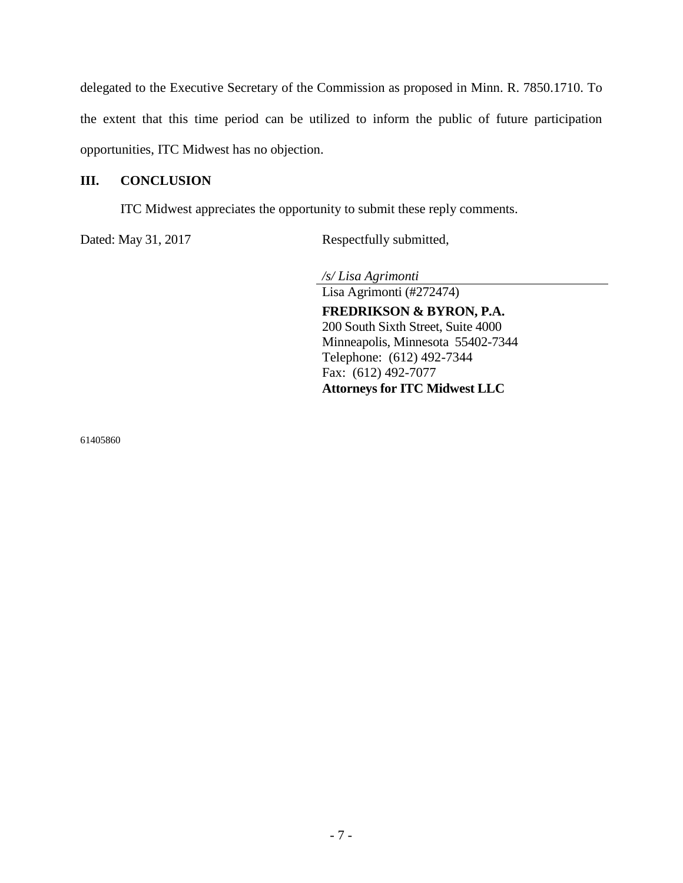delegated to the Executive Secretary of the Commission as proposed in Minn. R. 7850.1710. To the extent that this time period can be utilized to inform the public of future participation opportunities, ITC Midwest has no objection.

## III. CONCLUSION

ITC Midwest appreciates the opportunity to submit these reply comments.

Dated: May 31, 2017

Respectfully submitted,

*/s/ Lisa Agrimonti*

Lisa Agrimonti (#272474)

**FREDRIKSON & BYRON, P.A.**
200 South Sixth Street, Suite 4000
Minneapolis, Minnesota 55402-7344
Telephone: (612) 492-7344
Fax: (612) 492-7077
**Attorneys for ITC Midwest LLC**

61405860